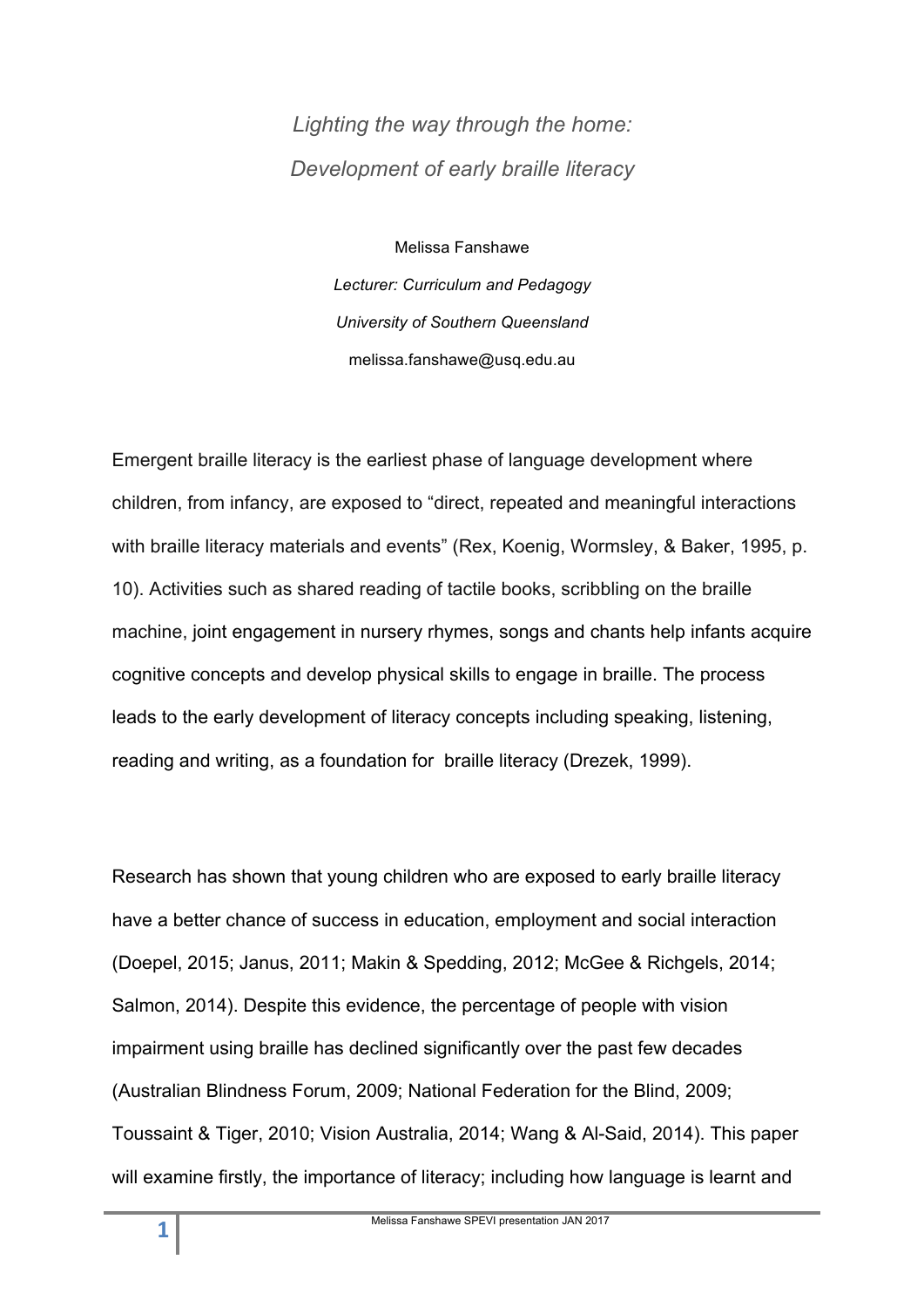*Lighting the way through the home:*

*Development of early braille literacy*

Melissa Fanshawe

*Lecturer: Curriculum and Pedagogy*

*University of Southern Queensland*

melissa.fanshawe@usq.edu.au

Emergent braille literacy is the earliest phase of language development where children, from infancy, are exposed to "direct, repeated and meaningful interactions with braille literacy materials and events" (Rex, Koenig, Wormsley, & Baker, 1995, p. 10). Activities such as shared reading of tactile books, scribbling on the braille machine, joint engagement in nursery rhymes, songs and chants help infants acquire cognitive concepts and develop physical skills to engage in braille. The process leads to the early development of literacy concepts including speaking, listening, reading and writing, as a foundation for braille literacy (Drezek, 1999).

Research has shown that young children who are exposed to early braille literacy have a better chance of success in education, employment and social interaction (Doepel, 2015; Janus, 2011; Makin & Spedding, 2012; McGee & Richgels, 2014; Salmon, 2014). Despite this evidence, the percentage of people with vision impairment using braille has declined significantly over the past few decades (Australian Blindness Forum, 2009; National Federation for the Blind, 2009; Toussaint & Tiger, 2010; Vision Australia, 2014; Wang & Al-Said, 2014). This paper will examine firstly, the importance of literacy; including how language is learnt and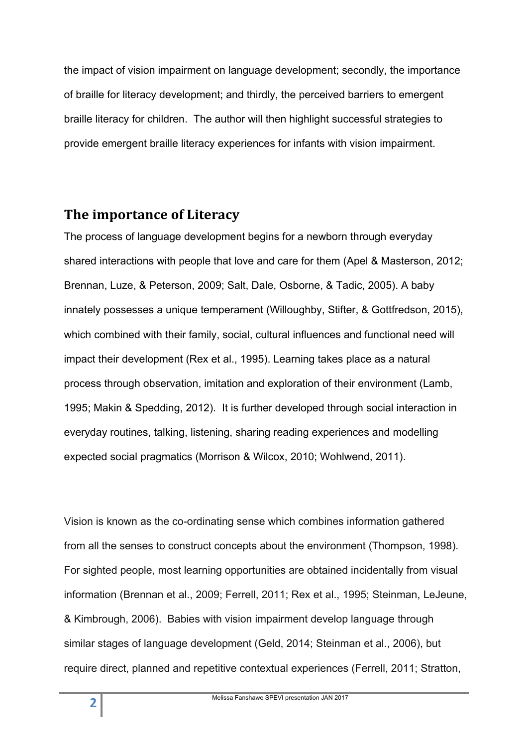the impact of vision impairment on language development; secondly, the importance of braille for literacy development; and thirdly, the perceived barriers to emergent braille literacy for children. The author will then highlight successful strategies to provide emergent braille literacy experiences for infants with vision impairment.

## The importance of Literacy

The process of language development begins for a newborn through everyday shared interactions with people that love and care for them (Apel & Masterson, 2012; Brennan, Luze, & Peterson, 2009; Salt, Dale, Osborne, & Tadic, 2005). A baby innately possesses a unique temperament (Willoughby, Stifter, & Gottfredson, 2015), which combined with their family, social, cultural influences and functional need will impact their development (Rex et al., 1995). Learning takes place as a natural process through observation, imitation and exploration of their environment (Lamb, 1995; Makin & Spedding, 2012). It is further developed through social interaction in everyday routines, talking, listening, sharing reading experiences and modelling expected social pragmatics (Morrison & Wilcox, 2010; Wohlwend, 2011).

Vision is known as the co-ordinating sense which combines information gathered from all the senses to construct concepts about the environment (Thompson, 1998). For sighted people, most learning opportunities are obtained incidentally from visual information (Brennan et al., 2009; Ferrell, 2011; Rex et al., 1995; Steinman, LeJeune, & Kimbrough, 2006). Babies with vision impairment develop language through similar stages of language development (Geld, 2014; Steinman et al., 2006), but require direct, planned and repetitive contextual experiences (Ferrell, 2011; Stratton,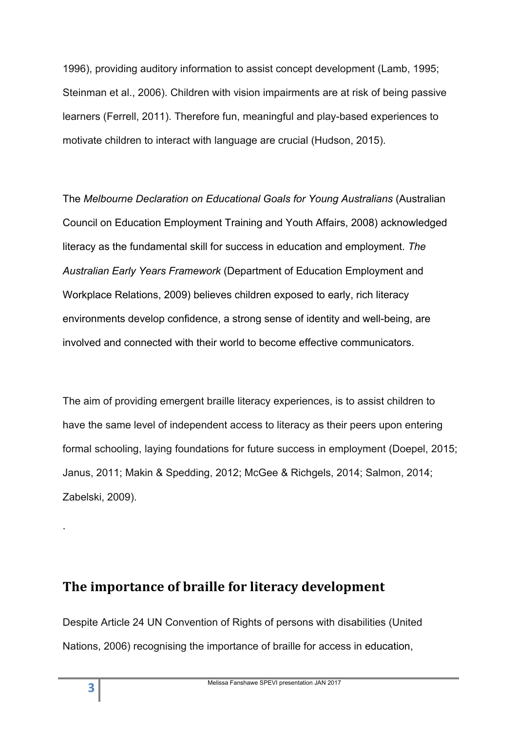1996), providing auditory information to assist concept development (Lamb, 1995; Steinman et al., 2006). Children with vision impairments are at risk of being passive learners (Ferrell, 2011). Therefore fun, meaningful and play-based experiences to motivate children to interact with language are crucial (Hudson, 2015).

The *Melbourne Declaration on Educational Goals for Young Australians* (Australian Council on Education Employment Training and Youth Affairs, 2008) acknowledged literacy as the fundamental skill for success in education and employment. *The Australian Early Years Framework* (Department of Education Employment and Workplace Relations, 2009) believes children exposed to early, rich literacy environments develop confidence, a strong sense of identity and well-being, are involved and connected with their world to become effective communicators.

The aim of providing emergent braille literacy experiences, is to assist children to have the same level of independent access to literacy as their peers upon entering formal schooling, laying foundations for future success in employment (Doepel, 2015; Janus, 2011; Makin & Spedding, 2012; McGee & Richgels, 2014; Salmon, 2014; Zabelski, 2009).

.

## The importance of braille for literacy development

Despite Article 24 UN Convention of Rights of persons with disabilities (United Nations, 2006) recognising the importance of braille for access in education,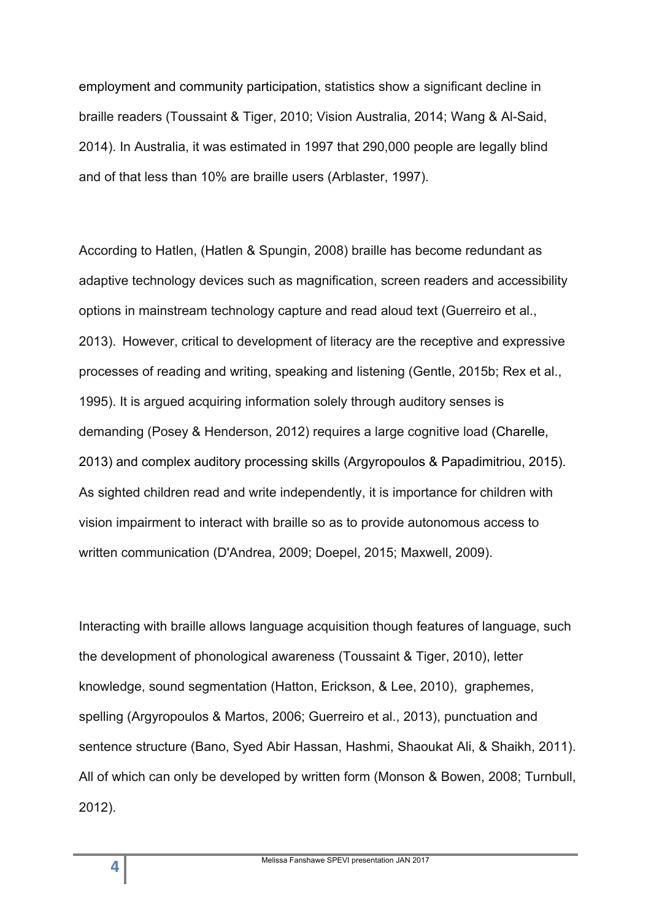employment and community participation, statistics show a significant decline in braille readers (Toussaint & Tiger, 2010; Vision Australia, 2014; Wang & Al-Said, 2014). In Australia, it was estimated in 1997 that 290,000 people are legally blind and of that less than 10% are braille users (Arblaster, 1997).

According to Hatlen, (Hatlen & Spungin, 2008) braille has become redundant as adaptive technology devices such as magnification, screen readers and accessibility options in mainstream technology capture and read aloud text (Guerreiro et al., 2013). However, critical to development of literacy are the receptive and expressive processes of reading and writing, speaking and listening (Gentle, 2015b; Rex et al., 1995). It is argued acquiring information solely through auditory senses is demanding (Posey & Henderson, 2012) requires a large cognitive load (Charelle, 2013) and complex auditory processing skills (Argyropoulos & Papadimitriou, 2015). As sighted children read and write independently, it is importance for children with vision impairment to interact with braille so as to provide autonomous access to written communication (D'Andrea, 2009; Doepel, 2015; Maxwell, 2009).

Interacting with braille allows language acquisition though features of language, such the development of phonological awareness (Toussaint & Tiger, 2010), letter knowledge, sound segmentation (Hatton, Erickson, & Lee, 2010), graphemes, spelling (Argyropoulos & Martos, 2006; Guerreiro et al., 2013), punctuation and sentence structure (Bano, Syed Abir Hassan, Hashmi, Shaoukat Ali, & Shaikh, 2011). All of which can only be developed by written form (Monson & Bowen, 2008; Turnbull, 2012).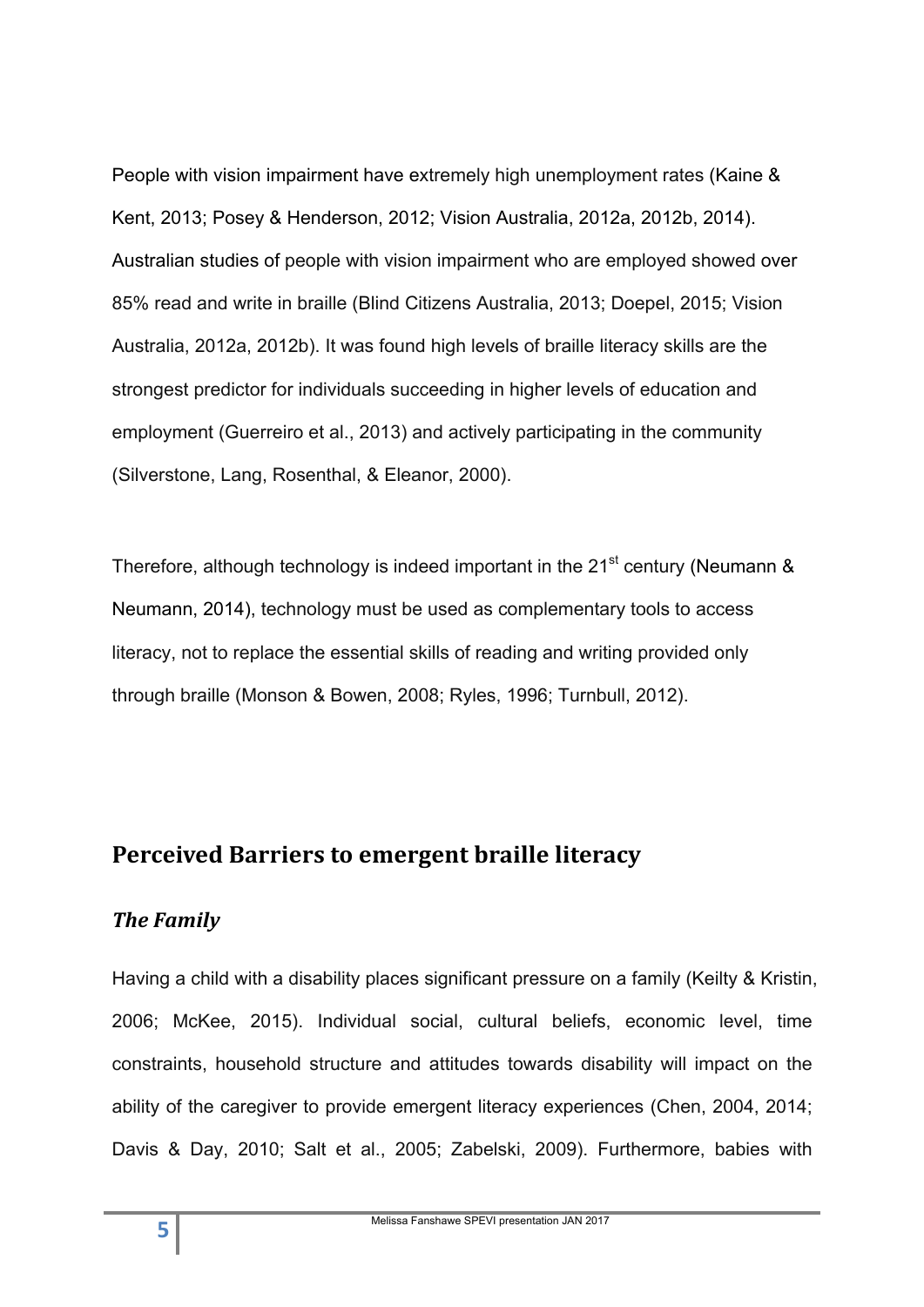People with vision impairment have extremely high unemployment rates (Kaine & Kent, 2013; Posey & Henderson, 2012; Vision Australia, 2012a, 2012b, 2014). Australian studies of people with vision impairment who are employed showed over 85% read and write in braille (Blind Citizens Australia, 2013; Doepel, 2015; Vision Australia, 2012a, 2012b). It was found high levels of braille literacy skills are the strongest predictor for individuals succeeding in higher levels of education and employment (Guerreiro et al., 2013) and actively participating in the community (Silverstone, Lang, Rosenthal, & Eleanor, 2000).

Therefore, although technology is indeed important in the 21st century (Neumann & Neumann, 2014), technology must be used as complementary tools to access literacy, not to replace the essential skills of reading and writing provided only through braille (Monson & Bowen, 2008; Ryles, 1996; Turnbull, 2012).

## Perceived Barriers to emergent braille literacy

### *The Family*

Having a child with a disability places significant pressure on a family (Keilty & Kristin, 2006; McKee, 2015). Individual social, cultural beliefs, economic level, time constraints, household structure and attitudes towards disability will impact on the ability of the caregiver to provide emergent literacy experiences (Chen, 2004, 2014; Davis & Day, 2010; Salt et al., 2005; Zabelski, 2009). Furthermore, babies with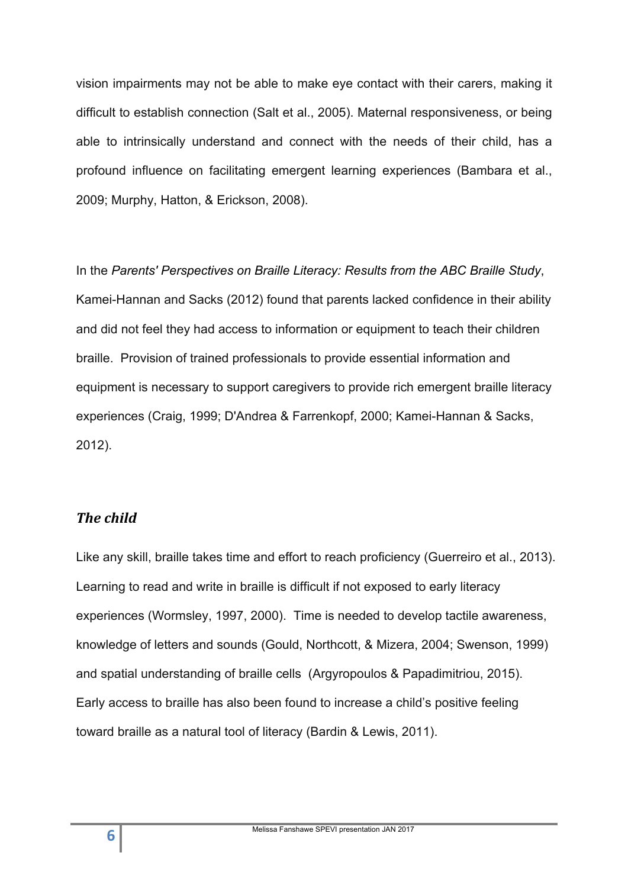vision impairments may not be able to make eye contact with their carers, making it difficult to establish connection (Salt et al., 2005). Maternal responsiveness, or being able to intrinsically understand and connect with the needs of their child, has a profound influence on facilitating emergent learning experiences (Bambara et al., 2009; Murphy, Hatton, & Erickson, 2008).

In the *Parents' Perspectives on Braille Literacy: Results from the ABC Braille Study*, Kamei-Hannan and Sacks (2012) found that parents lacked confidence in their ability and did not feel they had access to information or equipment to teach their children braille. Provision of trained professionals to provide essential information and equipment is necessary to support caregivers to provide rich emergent braille literacy experiences (Craig, 1999; D'Andrea & Farrenkopf, 2000; Kamei-Hannan & Sacks, 2012).

### *The child*

Like any skill, braille takes time and effort to reach proficiency (Guerreiro et al., 2013). Learning to read and write in braille is difficult if not exposed to early literacy experiences (Wormsley, 1997, 2000). Time is needed to develop tactile awareness, knowledge of letters and sounds (Gould, Northcott, & Mizera, 2004; Swenson, 1999) and spatial understanding of braille cells (Argyropoulos & Papadimitriou, 2015). Early access to braille has also been found to increase a child's positive feeling toward braille as a natural tool of literacy (Bardin & Lewis, 2011).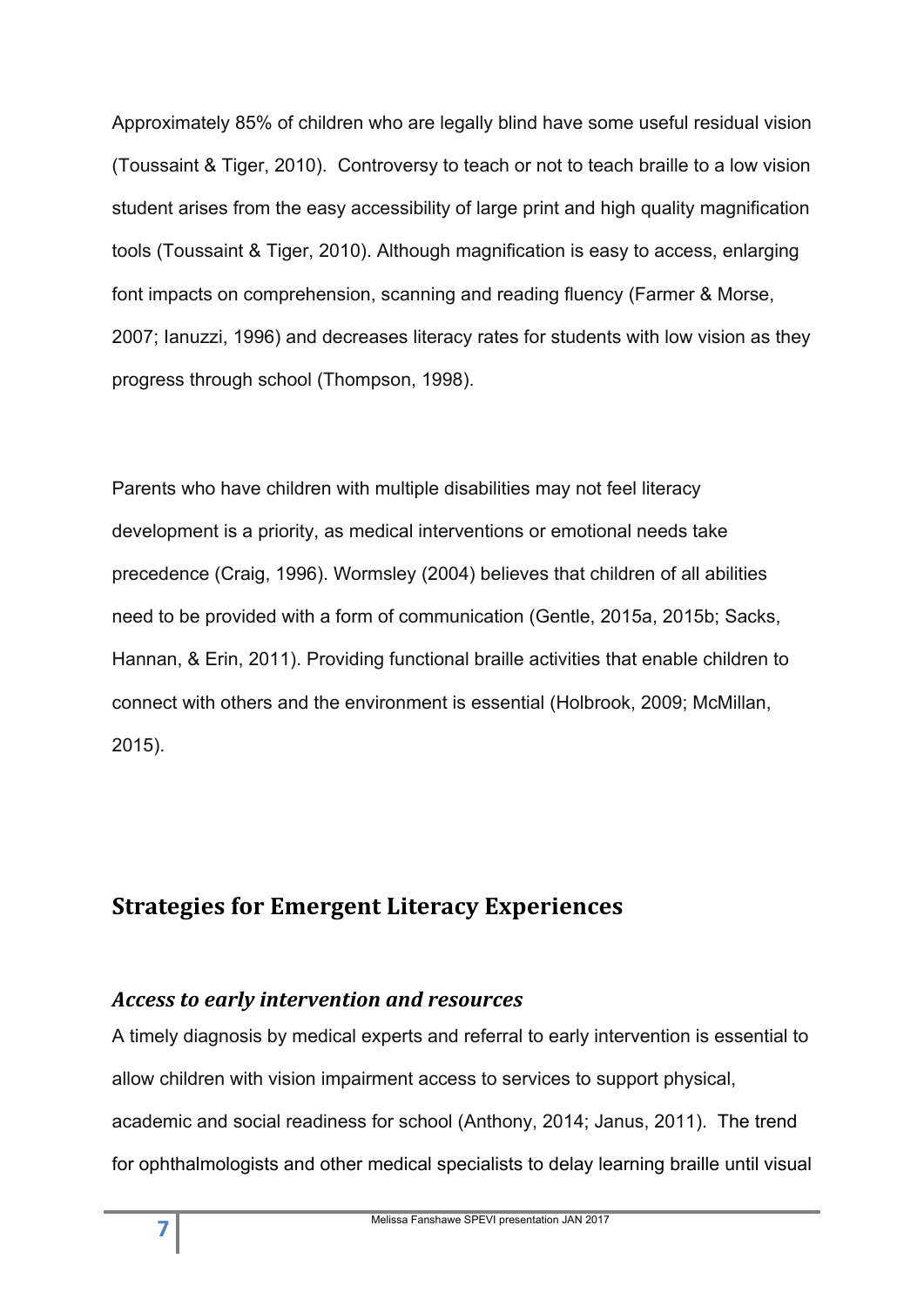Approximately 85% of children who are legally blind have some useful residual vision (Toussaint & Tiger, 2010). Controversy to teach or not to teach braille to a low vision student arises from the easy accessibility of large print and high quality magnification tools (Toussaint & Tiger, 2010). Although magnification is easy to access, enlarging font impacts on comprehension, scanning and reading fluency (Farmer & Morse, 2007; Ianuzzi, 1996) and decreases literacy rates for students with low vision as they progress through school (Thompson, 1998).

Parents who have children with multiple disabilities may not feel literacy development is a priority, as medical interventions or emotional needs take precedence (Craig, 1996). Wormsley (2004) believes that children of all abilities need to be provided with a form of communication (Gentle, 2015a, 2015b; Sacks, Hannan, & Erin, 2011). Providing functional braille activities that enable children to connect with others and the environment is essential (Holbrook, 2009; McMillan, 2015).

## Strategies for Emergent Literacy Experiences

### *Access to early intervention and resources*

A timely diagnosis by medical experts and referral to early intervention is essential to allow children with vision impairment access to services to support physical, academic and social readiness for school (Anthony, 2014; Janus, 2011). The trend for ophthalmologists and other medical specialists to delay learning braille until visual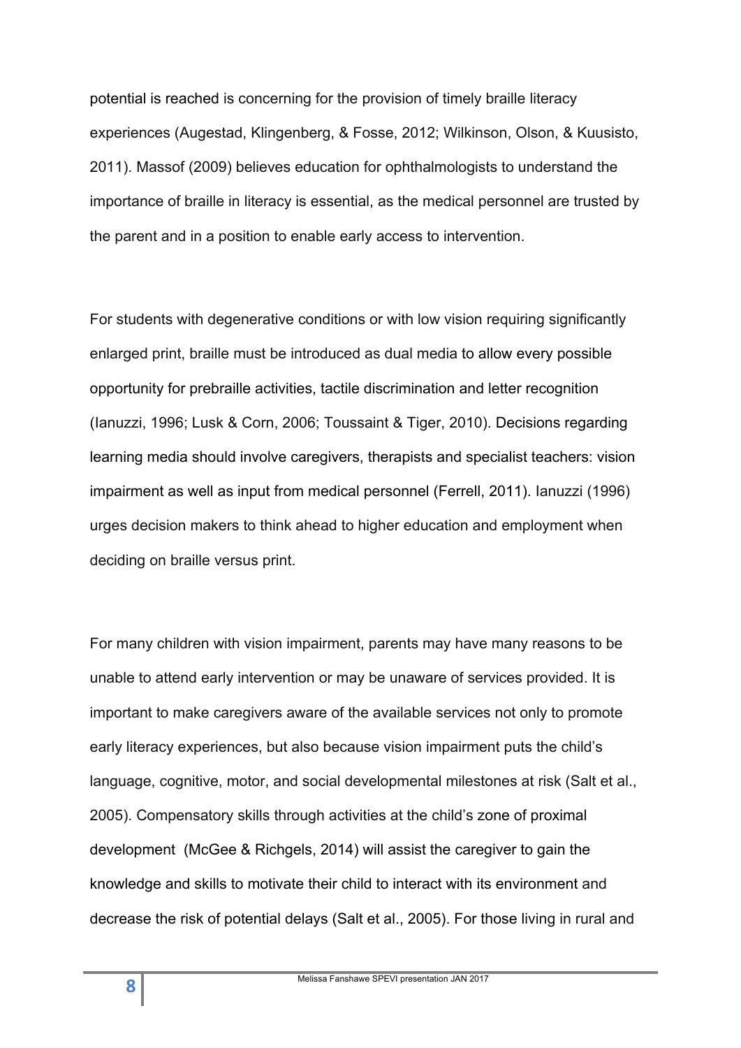potential is reached is concerning for the provision of timely braille literacy experiences (Augestad, Klingenberg, & Fosse, 2012; Wilkinson, Olson, & Kuusisto, 2011). Massof (2009) believes education for ophthalmologists to understand the importance of braille in literacy is essential, as the medical personnel are trusted by the parent and in a position to enable early access to intervention.

For students with degenerative conditions or with low vision requiring significantly enlarged print, braille must be introduced as dual media to allow every possible opportunity for prebraille activities, tactile discrimination and letter recognition (Ianuzzi, 1996; Lusk & Corn, 2006; Toussaint & Tiger, 2010). Decisions regarding learning media should involve caregivers, therapists and specialist teachers: vision impairment as well as input from medical personnel (Ferrell, 2011). Ianuzzi (1996) urges decision makers to think ahead to higher education and employment when deciding on braille versus print.

For many children with vision impairment, parents may have many reasons to be unable to attend early intervention or may be unaware of services provided. It is important to make caregivers aware of the available services not only to promote early literacy experiences, but also because vision impairment puts the child's language, cognitive, motor, and social developmental milestones at risk (Salt et al., 2005). Compensatory skills through activities at the child's zone of proximal development (McGee & Richgels, 2014) will assist the caregiver to gain the knowledge and skills to motivate their child to interact with its environment and decrease the risk of potential delays (Salt et al., 2005). For those living in rural and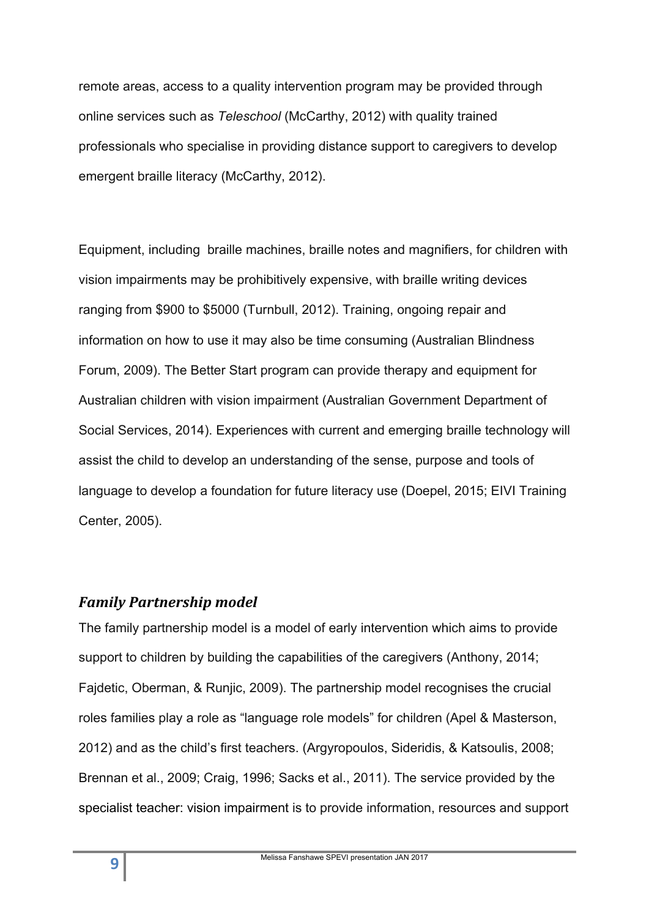remote areas, access to a quality intervention program may be provided through online services such as *Teleschool* (McCarthy, 2012) with quality trained professionals who specialise in providing distance support to caregivers to develop emergent braille literacy (McCarthy, 2012).

Equipment, including  braille machines, braille notes and magnifiers, for children with vision impairments may be prohibitively expensive, with braille writing devices ranging from $900 to $5000 (Turnbull, 2012). Training, ongoing repair and information on how to use it may also be time consuming (Australian Blindness Forum, 2009). The Better Start program can provide therapy and equipment for Australian children with vision impairment (Australian Government Department of Social Services, 2014). Experiences with current and emerging braille technology will assist the child to develop an understanding of the sense, purpose and tools of language to develop a foundation for future literacy use (Doepel, 2015; EIVI Training Center, 2005).

### *Family Partnership model*

The family partnership model is a model of early intervention which aims to provide support to children by building the capabilities of the caregivers (Anthony, 2014; Fajdetic, Oberman, & Runjic, 2009). The partnership model recognises the crucial roles families play a role as "language role models" for children (Apel & Masterson, 2012) and as the child's first teachers. (Argyropoulos, Sideridis, & Katsoulis, 2008; Brennan et al., 2009; Craig, 1996; Sacks et al., 2011). The service provided by the specialist teacher: vision impairment is to provide information, resources and support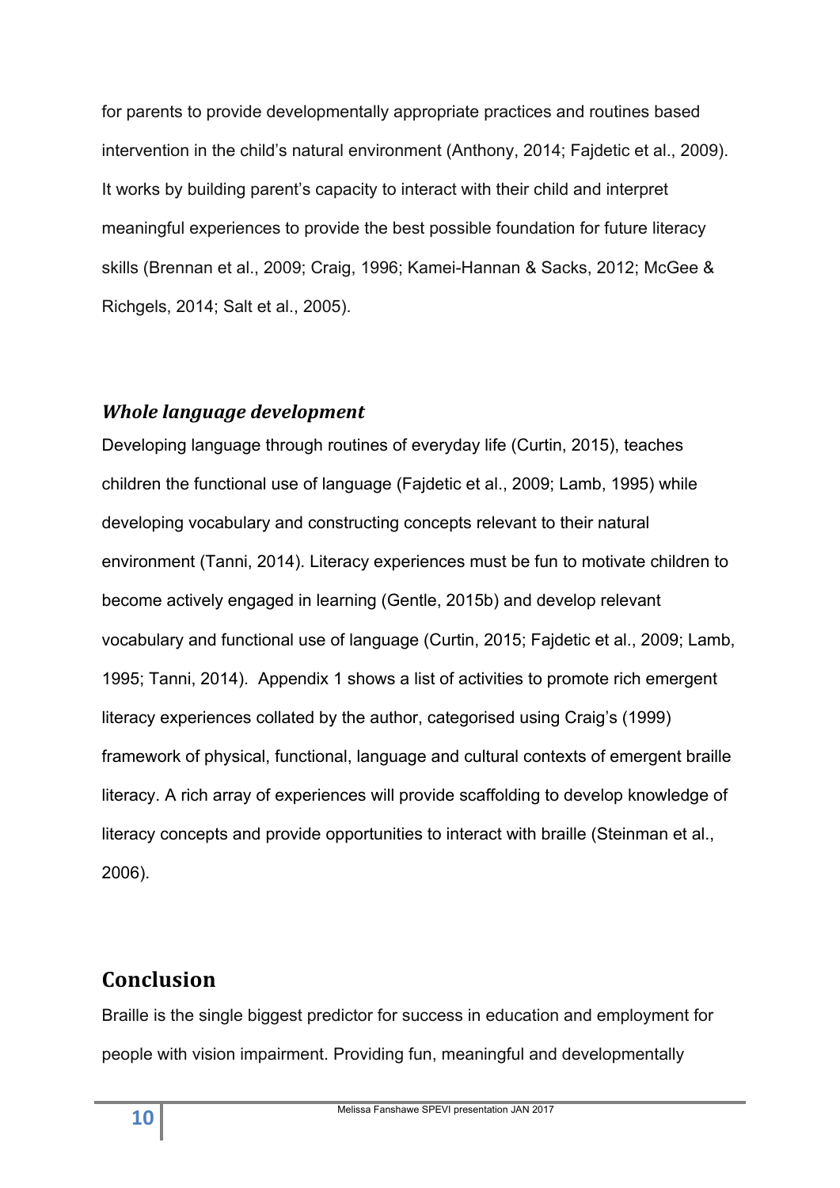for parents to provide developmentally appropriate practices and routines based intervention in the child's natural environment (Anthony, 2014; Fajdetic et al., 2009). It works by building parent's capacity to interact with their child and interpret meaningful experiences to provide the best possible foundation for future literacy skills (Brennan et al., 2009; Craig, 1996; Kamei-Hannan & Sacks, 2012; McGee & Richgels, 2014; Salt et al., 2005).

### *Whole language development*

Developing language through routines of everyday life (Curtin, 2015), teaches children the functional use of language (Fajdetic et al., 2009; Lamb, 1995) while developing vocabulary and constructing concepts relevant to their natural environment (Tanni, 2014). Literacy experiences must be fun to motivate children to become actively engaged in learning (Gentle, 2015b) and develop relevant vocabulary and functional use of language (Curtin, 2015; Fajdetic et al., 2009; Lamb, 1995; Tanni, 2014). Appendix 1 shows a list of activities to promote rich emergent literacy experiences collated by the author, categorised using Craig's (1999) framework of physical, functional, language and cultural contexts of emergent braille literacy. A rich array of experiences will provide scaffolding to develop knowledge of literacy concepts and provide opportunities to interact with braille (Steinman et al., 2006).

## Conclusion

Braille is the single biggest predictor for success in education and employment for people with vision impairment. Providing fun, meaningful and developmentally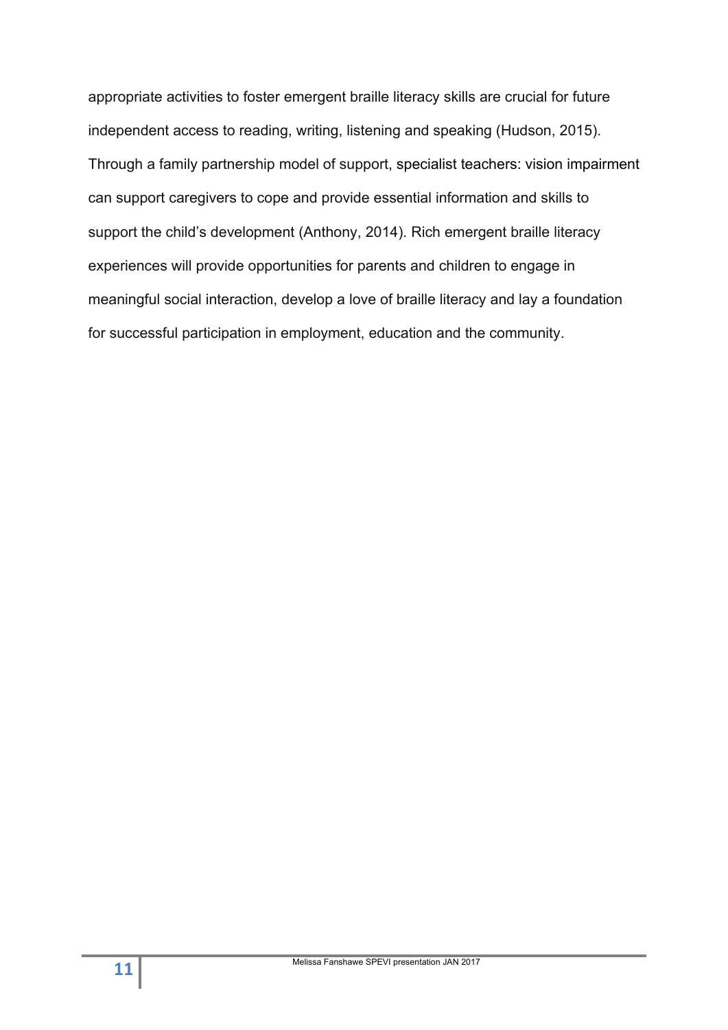appropriate activities to foster emergent braille literacy skills are crucial for future independent access to reading, writing, listening and speaking (Hudson, 2015). Through a family partnership model of support, specialist teachers: vision impairment can support caregivers to cope and provide essential information and skills to support the child's development (Anthony, 2014). Rich emergent braille literacy experiences will provide opportunities for parents and children to engage in meaningful social interaction, develop a love of braille literacy and lay a foundation for successful participation in employment, education and the community.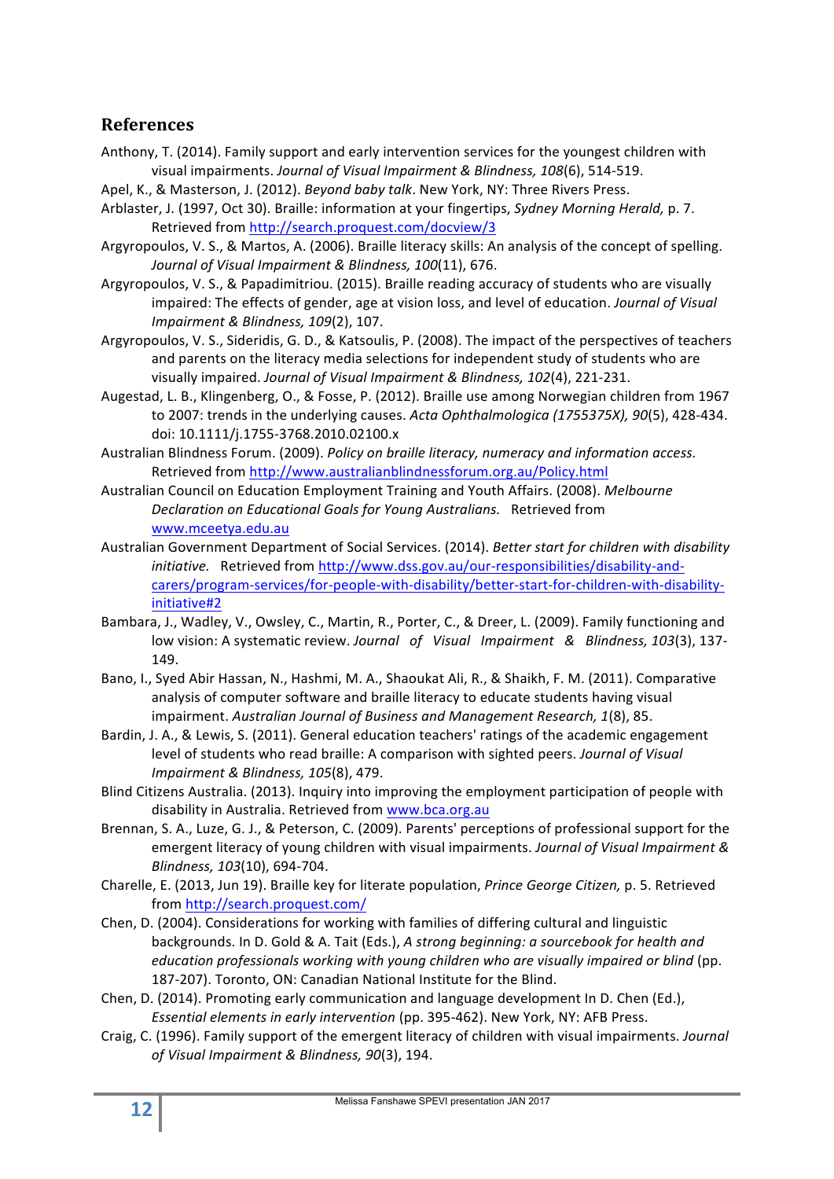## References

Anthony, T. (2014). Family support and early intervention services for the youngest children with visual impairments. *Journal of Visual Impairment & Blindness, 108*(6), 514-519.

Apel, K., & Masterson, J. (2012). *Beyond baby talk*. New York, NY: Three Rivers Press.

Arblaster, J. (1997, Oct 30). Braille: information at your fingertips, *Sydney Morning Herald,* p. 7. Retrieved from http://search.proquest.com/docview/3

Argyropoulos, V. S., & Martos, A. (2006). Braille literacy skills: An analysis of the concept of spelling. *Journal of Visual Impairment & Blindness, 100*(11), 676.

Argyropoulos, V. S., & Papadimitriou. (2015). Braille reading accuracy of students who are visually impaired: The effects of gender, age at vision loss, and level of education. *Journal of Visual Impairment & Blindness, 109*(2), 107.

Argyropoulos, V. S., Sideridis, G. D., & Katsoulis, P. (2008). The impact of the perspectives of teachers and parents on the literacy media selections for independent study of students who are visually impaired. *Journal of Visual Impairment & Blindness, 102*(4), 221-231.

Augestad, L. B., Klingenberg, O., & Fosse, P. (2012). Braille use among Norwegian children from 1967 to 2007: trends in the underlying causes. *Acta Ophthalmologica (1755375X), 90*(5), 428-434. doi: 10.1111/j.1755-3768.2010.02100.x

Australian Blindness Forum. (2009). *Policy on braille literacy, numeracy and information access.* Retrieved from http://www.australianblindnessforum.org.au/Policy.html

Australian Council on Education Employment Training and Youth Affairs. (2008). *Melbourne Declaration on Educational Goals for Young Australians.* Retrieved from www.mceetya.edu.au

Australian Government Department of Social Services. (2014). *Better start for children with disability initiative.* Retrieved from http://www.dss.gov.au/our-responsibilities/disability-and-carers/program-services/for-people-with-disability/better-start-for-children-with-disability-initiative#2

Bambara, J., Wadley, V., Owsley, C., Martin, R., Porter, C., & Dreer, L. (2009). Family functioning and low vision: A systematic review. *Journal of Visual Impairment & Blindness, 103*(3), 137-149.

Bano, I., Syed Abir Hassan, N., Hashmi, M. A., Shaoukat Ali, R., & Shaikh, F. M. (2011). Comparative analysis of computer software and braille literacy to educate students having visual impairment. *Australian Journal of Business and Management Research, 1*(8), 85.

Bardin, J. A., & Lewis, S. (2011). General education teachers' ratings of the academic engagement level of students who read braille: A comparison with sighted peers. *Journal of Visual Impairment & Blindness, 105*(8), 479.

Blind Citizens Australia. (2013). Inquiry into improving the employment participation of people with disability in Australia. Retrieved from www.bca.org.au

Brennan, S. A., Luze, G. J., & Peterson, C. (2009). Parents' perceptions of professional support for the emergent literacy of young children with visual impairments. *Journal of Visual Impairment & Blindness, 103*(10), 694-704.

Charelle, E. (2013, Jun 19). Braille key for literate population, *Prince George Citizen,* p. 5. Retrieved from http://search.proquest.com/

Chen, D. (2004). Considerations for working with families of differing cultural and linguistic backgrounds. In D. Gold & A. Tait (Eds.), *A strong beginning: a sourcebook for health and education professionals working with young children who are visually impaired or blind* (pp. 187-207). Toronto, ON: Canadian National Institute for the Blind.

Chen, D. (2014). Promoting early communication and language development In D. Chen (Ed.), *Essential elements in early intervention* (pp. 395-462). New York, NY: AFB Press.

Craig, C. (1996). Family support of the emergent literacy of children with visual impairments. *Journal of Visual Impairment & Blindness, 90*(3), 194.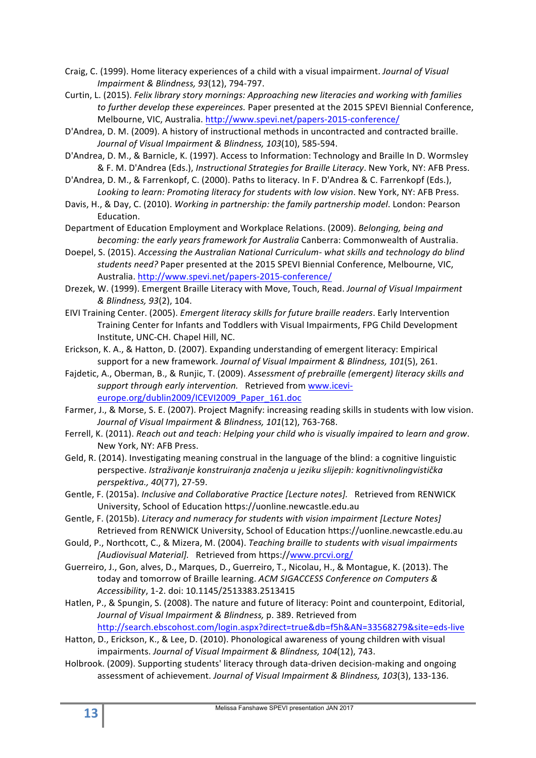Craig, C. (1999). Home literacy experiences of a child with a visual impairment. *Journal of Visual Impairment & Blindness, 93*(12), 794-797.

Curtin, L. (2015). *Felix library story mornings: Approaching new literacies and working with families to further develop these expereinces.* Paper presented at the 2015 SPEVI Biennial Conference, Melbourne, VIC, Australia. http://www.spevi.net/papers-2015-conference/

D'Andrea, D. M. (2009). A history of instructional methods in uncontracted and contracted braille. *Journal of Visual Impairment & Blindness, 103*(10), 585-594.

D'Andrea, D. M., & Barnicle, K. (1997). Access to Information: Technology and Braille In D. Wormsley & F. M. D'Andrea (Eds.), *Instructional Strategies for Braille Literacy*. New York, NY: AFB Press.

D'Andrea, D. M., & Farrenkopf, C. (2000). Paths to literacy. In F. D'Andrea & C. Farrenkopf (Eds.), *Looking to learn: Promoting literacy for students with low vision*. New York, NY: AFB Press.

Davis, H., & Day, C. (2010). *Working in partnership: the family partnership model*. London: Pearson Education.

Department of Education Employment and Workplace Relations. (2009). *Belonging, being and becoming: the early years framework for Australia* Canberra: Commonwealth of Australia.

Doepel, S. (2015). *Accessing the Australian National Curriculum- what skills and technology do blind students need?* Paper presented at the 2015 SPEVI Biennial Conference, Melbourne, VIC, Australia. http://www.spevi.net/papers-2015-conference/

Drezek, W. (1999). Emergent Braille Literacy with Move, Touch, Read. *Journal of Visual Impairment & Blindness, 93*(2), 104.

EIVI Training Center. (2005). *Emergent literacy skills for future braille readers*. Early Intervention Training Center for Infants and Toddlers with Visual Impairments, FPG Child Development Institute, UNC-CH. Chapel Hill, NC.

Erickson, K. A., & Hatton, D. (2007). Expanding understanding of emergent literacy: Empirical support for a new framework. *Journal of Visual Impairment & Blindness, 101*(5), 261.

Fajdetic, A., Oberman, B., & Runjic, T. (2009). *Assessment of prebraille (emergent) literacy skills and support through early intervention.* Retrieved from www.icevi-europe.org/dublin2009/ICEVI2009_Paper_161.doc

Farmer, J., & Morse, S. E. (2007). Project Magnify: increasing reading skills in students with low vision. *Journal of Visual Impairment & Blindness, 101*(12), 763-768.

Ferrell, K. (2011). *Reach out and teach: Helping your child who is visually impaired to learn and grow*. New York, NY: AFB Press.

Geld, R. (2014). Investigating meaning construal in the language of the blind: a cognitive linguistic perspective. *Istraživanje konstruiranja značenja u jeziku slijepih: kognitivnolingvistička perspektiva., 40*(77), 27-59.

Gentle, F. (2015a). *Inclusive and Collaborative Practice [Lecture notes].* Retrieved from RENWICK University, School of Education https://uonline.newcastle.edu.au

Gentle, F. (2015b). *Literacy and numeracy for students with vision impairment [Lecture Notes]* Retrieved from RENWICK University, School of Education https://uonline.newcastle.edu.au

Gould, P., Northcott, C., & Mizera, M. (2004). *Teaching braille to students with visual impairments [Audiovisual Material].* Retrieved from https://www.prcvi.org/

Guerreiro, J., Gon, alves, D., Marques, D., Guerreiro, T., Nicolau, H., & Montague, K. (2013). The today and tomorrow of Braille learning. *ACM SIGACCESS Conference on Computers & Accessibility*, 1-2. doi: 10.1145/2513383.2513415

Hatlen, P., & Spungin, S. (2008). The nature and future of literacy: Point and counterpoint, Editorial, *Journal of Visual Impairment & Blindness,* p. 389. Retrieved from http://search.ebscohost.com/login.aspx?direct=true&db=f5h&AN=33568279&site=eds-live

Hatton, D., Erickson, K., & Lee, D. (2010). Phonological awareness of young children with visual impairments. *Journal of Visual Impairment & Blindness, 104*(12), 743.

Holbrook. (2009). Supporting students' literacy through data-driven decision-making and ongoing assessment of achievement. *Journal of Visual Impairment & Blindness, 103*(3), 133-136.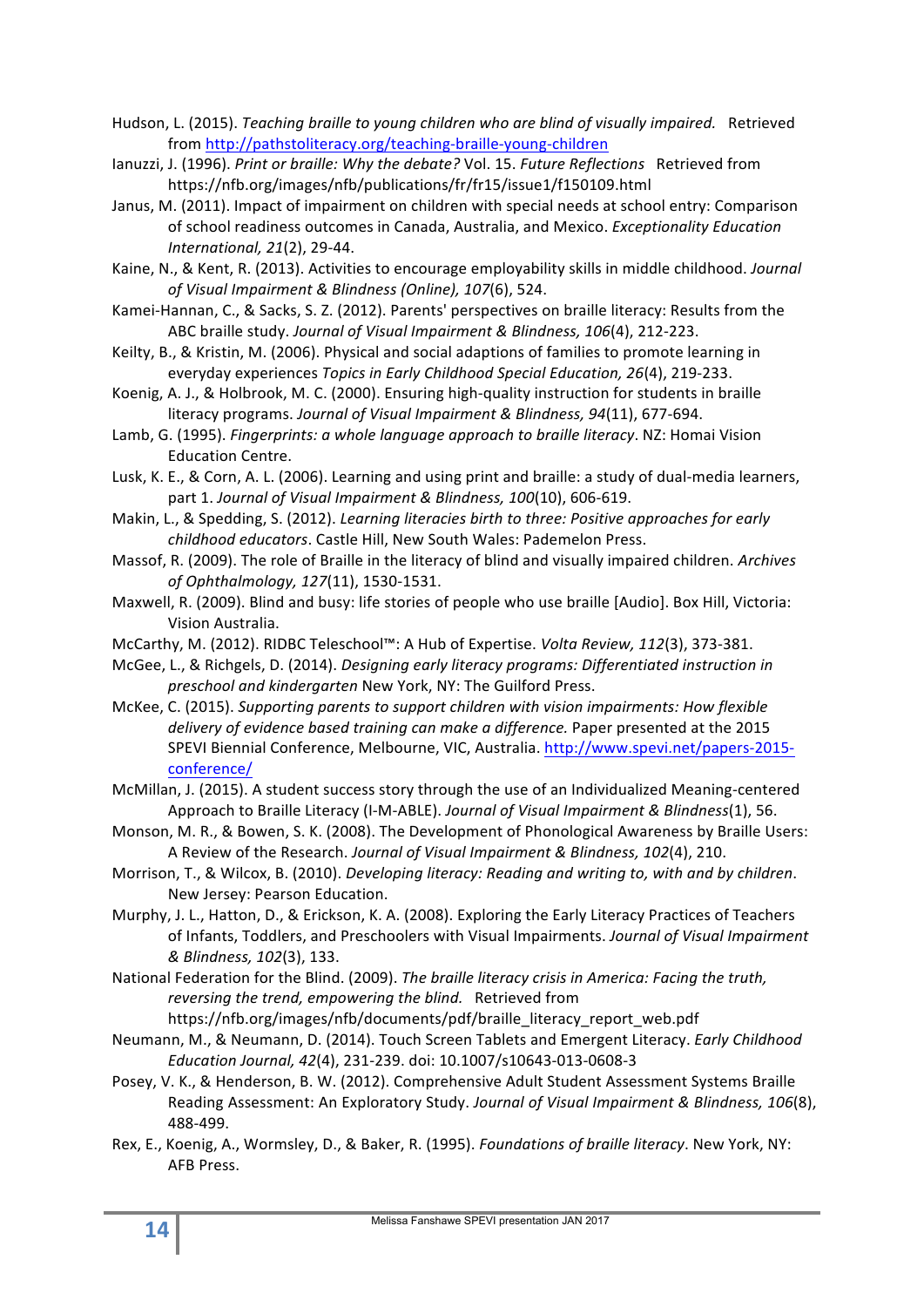Hudson, L. (2015). *Teaching braille to young children who are blind of visually impaired.* Retrieved from http://pathstoliteracy.org/teaching-braille-young-children

Ianuzzi, J. (1996). *Print or braille: Why the debate?* Vol. 15. *Future Reflections* Retrieved from https://nfb.org/images/nfb/publications/fr/fr15/issue1/f150109.html

Janus, M. (2011). Impact of impairment on children with special needs at school entry: Comparison of school readiness outcomes in Canada, Australia, and Mexico. *Exceptionality Education International, 21*(2), 29-44.

Kaine, N., & Kent, R. (2013). Activities to encourage employability skills in middle childhood. *Journal of Visual Impairment & Blindness (Online), 107*(6), 524.

Kamei-Hannan, C., & Sacks, S. Z. (2012). Parents' perspectives on braille literacy: Results from the ABC braille study. *Journal of Visual Impairment & Blindness, 106*(4), 212-223.

Keilty, B., & Kristin, M. (2006). Physical and social adaptions of families to promote learning in everyday experiences *Topics in Early Childhood Special Education, 26*(4), 219-233.

Koenig, A. J., & Holbrook, M. C. (2000). Ensuring high-quality instruction for students in braille literacy programs. *Journal of Visual Impairment & Blindness, 94*(11), 677-694.

Lamb, G. (1995). *Fingerprints: a whole language approach to braille literacy*. NZ: Homai Vision Education Centre.

Lusk, K. E., & Corn, A. L. (2006). Learning and using print and braille: a study of dual-media learners, part 1. *Journal of Visual Impairment & Blindness, 100*(10), 606-619.

Makin, L., & Spedding, S. (2012). *Learning literacies birth to three: Positive approaches for early childhood educators*. Castle Hill, New South Wales: Pademelon Press.

Massof, R. (2009). The role of Braille in the literacy of blind and visually impaired children. *Archives of Ophthalmology, 127*(11), 1530-1531.

Maxwell, R. (2009). Blind and busy: life stories of people who use braille [Audio]. Box Hill, Victoria: Vision Australia.

McCarthy, M. (2012). RIDBC Teleschool™: A Hub of Expertise. *Volta Review, 112*(3), 373-381.

McGee, L., & Richgels, D. (2014). *Designing early literacy programs: Differentiated instruction in preschool and kindergarten* New York, NY: The Guilford Press.

McKee, C. (2015). *Supporting parents to support children with vision impairments: How flexible delivery of evidence based training can make a difference.* Paper presented at the 2015 SPEVI Biennial Conference, Melbourne, VIC, Australia. http://www.spevi.net/papers-2015-conference/

McMillan, J. (2015). A student success story through the use of an Individualized Meaning-centered Approach to Braille Literacy (I-M-ABLE). *Journal of Visual Impairment & Blindness*(1), 56.

Monson, M. R., & Bowen, S. K. (2008). The Development of Phonological Awareness by Braille Users: A Review of the Research. *Journal of Visual Impairment & Blindness, 102*(4), 210.

Morrison, T., & Wilcox, B. (2010). *Developing literacy: Reading and writing to, with and by children*. New Jersey: Pearson Education.

Murphy, J. L., Hatton, D., & Erickson, K. A. (2008). Exploring the Early Literacy Practices of Teachers of Infants, Toddlers, and Preschoolers with Visual Impairments. *Journal of Visual Impairment & Blindness, 102*(3), 133.

National Federation for the Blind. (2009). *The braille literacy crisis in America: Facing the truth, reversing the trend, empowering the blind.* Retrieved from https://nfb.org/images/nfb/documents/pdf/braille_literacy_report_web.pdf

Neumann, M., & Neumann, D. (2014). Touch Screen Tablets and Emergent Literacy. *Early Childhood Education Journal, 42*(4), 231-239. doi: 10.1007/s10643-013-0608-3

Posey, V. K., & Henderson, B. W. (2012). Comprehensive Adult Student Assessment Systems Braille Reading Assessment: An Exploratory Study. *Journal of Visual Impairment & Blindness, 106*(8), 488-499.

Rex, E., Koenig, A., Wormsley, D., & Baker, R. (1995). *Foundations of braille literacy*. New York, NY: AFB Press.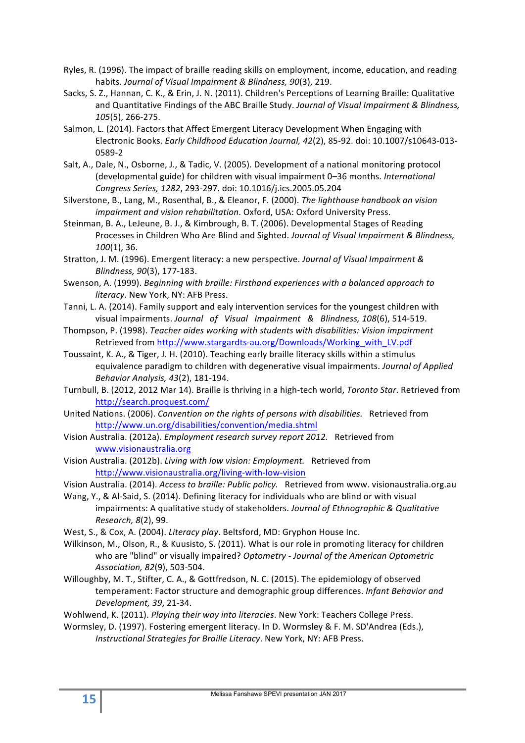Ryles, R. (1996). The impact of braille reading skills on employment, income, education, and reading habits. *Journal of Visual Impairment & Blindness, 90*(3), 219.

Sacks, S. Z., Hannan, C. K., & Erin, J. N. (2011). Children's Perceptions of Learning Braille: Qualitative and Quantitative Findings of the ABC Braille Study. *Journal of Visual Impairment & Blindness, 105*(5), 266-275.

Salmon, L. (2014). Factors that Affect Emergent Literacy Development When Engaging with Electronic Books. *Early Childhood Education Journal, 42*(2), 85-92. doi: 10.1007/s10643-013-0589-2

Salt, A., Dale, N., Osborne, J., & Tadic, V. (2005). Development of a national monitoring protocol (developmental guide) for children with visual impairment 0–36 months. *International Congress Series, 1282*, 293-297. doi: 10.1016/j.ics.2005.05.204

Silverstone, B., Lang, M., Rosenthal, B., & Eleanor, F. (2000). *The lighthouse handbook on vision impairment and vision rehabilitation*. Oxford, USA: Oxford University Press.

Steinman, B. A., LeJeune, B. J., & Kimbrough, B. T. (2006). Developmental Stages of Reading Processes in Children Who Are Blind and Sighted. *Journal of Visual Impairment & Blindness, 100*(1), 36.

Stratton, J. M. (1996). Emergent literacy: a new perspective. *Journal of Visual Impairment & Blindness, 90*(3), 177-183.

Swenson, A. (1999). *Beginning with braille: Firsthand experiences with a balanced approach to literacy*. New York, NY: AFB Press.

Tanni, L. A. (2014). Family support and ealy intervention services for the youngest children with visual impairments. *Journal of Visual Impairment & Blindness, 108*(6), 514-519.

Thompson, P. (1998). *Teacher aides working with students with disabilities: Vision impairment* Retrieved from http://www.stargardts-au.org/Downloads/Working_with_LV.pdf

Toussaint, K. A., & Tiger, J. H. (2010). Teaching early braille literacy skills within a stimulus equivalence paradigm to children with degenerative visual impairments. *Journal of Applied Behavior Analysis, 43*(2), 181-194.

Turnbull, B. (2012, 2012 Mar 14). Braille is thriving in a high-tech world, *Toronto Star*. Retrieved from http://search.proquest.com/

United Nations. (2006). *Convention on the rights of persons with disabilities.* Retrieved from http://www.un.org/disabilities/convention/media.shtml

Vision Australia. (2012a). *Employment research survey report 2012.* Retrieved from www.visionaustralia.org

Vision Australia. (2012b). *Living with low vision: Employment.* Retrieved from http://www.visionaustralia.org/living-with-low-vision

Vision Australia. (2014). *Access to braille: Public policy.* Retrieved from www. visionaustralia.org.au

Wang, Y., & Al-Said, S. (2014). Defining literacy for individuals who are blind or with visual impairments: A qualitative study of stakeholders. *Journal of Ethnographic & Qualitative Research, 8*(2), 99.

West, S., & Cox, A. (2004). *Literacy play*. Beltsford, MD: Gryphon House Inc.

Wilkinson, M., Olson, R., & Kuusisto, S. (2011). What is our role in promoting literacy for children who are "blind" or visually impaired? *Optometry - Journal of the American Optometric Association, 82*(9), 503-504.

Willoughby, M. T., Stifter, C. A., & Gottfredson, N. C. (2015). The epidemiology of observed temperament: Factor structure and demographic group differences. *Infant Behavior and Development, 39*, 21-34.

Wohlwend, K. (2011). *Playing their way into literacies*. New York: Teachers College Press.

Wormsley, D. (1997). Fostering emergent literacy. In D. Wormsley & F. M. SD'Andrea (Eds.), *Instructional Strategies for Braille Literacy*. New York, NY: AFB Press.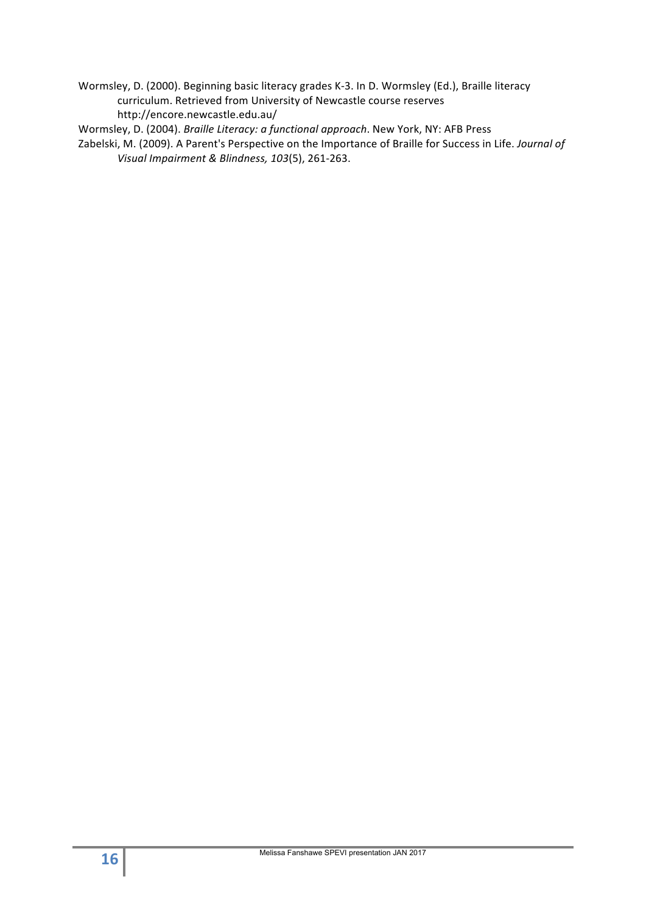Wormsley, D. (2000). Beginning basic literacy grades K-3. In D. Wormsley (Ed.), Braille literacy curriculum. Retrieved from University of Newcastle course reserves http://encore.newcastle.edu.au/

Wormsley, D. (2004). *Braille Literacy: a functional approach*. New York, NY: AFB Press

Zabelski, M. (2009). A Parent's Perspective on the Importance of Braille for Success in Life. *Journal of Visual Impairment & Blindness, 103*(5), 261-263.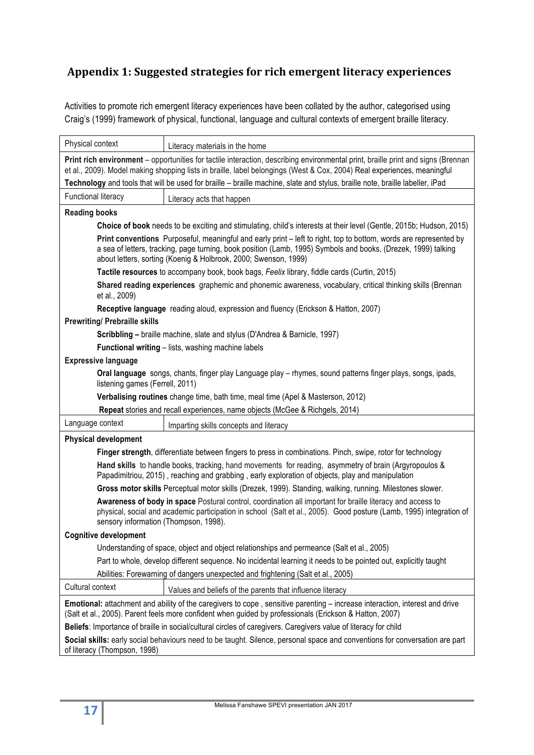## Appendix 1: Suggested strategies for rich emergent literacy experiences

Activities to promote rich emergent literacy experiences have been collated by the author, categorised using Craig's (1999) framework of physical, functional, language and cultural contexts of emergent braille literacy.

| Physical context | Literacy materials in the home |
|---|---|
| **Print rich environment** – opportunities for tactile interaction, describing environmental print, braille print and signs (Brennan et al., 2009). Model making shopping lists in braille, label belongings (West & Cox, 2004) Real experiences, meaningful | |
| **Technology** and tools that will be used for braille – braille machine, slate and stylus, braille note, braille labeller, iPad | |
| **Functional literacy** | **Literacy acts that happen** |
| **Reading books** | |
| **Choice of book** needs to be exciting and stimulating, child's interests at their level (Gentle, 2015b; Hudson, 2015) | |
| **Print conventions** Purposeful, meaningful and early print – left to right, top to bottom, words are represented by a sea of letters, tracking, page turning, book position (Lamb, 1995) Symbols and books, (Drezek, 1999) talking about letters, sorting (Koenig & Holbrook, 2000; Swenson, 1999) | |
| **Tactile resources** to accompany book, book bags, *Feelix* library, fiddle cards (Curtin, 2015) | |
| **Shared reading experiences** graphemic and phonemic awareness, vocabulary, critical thinking skills (Brennan et al., 2009) | |
| **Receptive language** reading aloud, expression and fluency (Erickson & Hatton, 2007) | |
| **Prewriting/ Prebraille skills** | |
| **Scribbling –** braille machine, slate and stylus (D'Andrea & Barnicle, 1997) | |
| **Functional writing** – lists, washing machine labels | |
| **Expressive language** | |
| **Oral language** songs, chants, finger play Language play – rhymes, sound patterns finger plays, songs, ipads, listening games (Ferrell, 2011) | |
| **Verbalising routines** change time, bath time, meal time (Apel & Masterson, 2012) | |
| **Repeat** stories and recall experiences, name objects (McGee & Richgels, 2014) | |
| **Language context** | **Imparting skills concepts and literacy** |
| **Physical development** | |
| **Finger strength**, differentiate between fingers to press in combinations. Pinch, swipe, rotor for technology | |
| **Hand skills** to handle books, tracking, hand movements for reading, asymmetry of brain (Argyropoulos & Papadimitriou, 2015) , reaching and grabbing , early exploration of objects, play and manipulation | |
| **Gross motor skills** Perceptual motor skills (Drezek, 1999). Standing, walking, running. Milestones slower. | |
| **Awareness of body in space** Postural control, coordination all important for braille literacy and access to physical, social and academic participation in school (Salt et al., 2005). Good posture (Lamb, 1995) integration of sensory information (Thompson, 1998). | |
| **Cognitive development** | |
| Understanding of space, object and object relationships and permeance (Salt et al., 2005) | |
| Part to whole, develop different sequence. No incidental learning it needs to be pointed out, explicitly taught | |
| Abilities: Forewarning of dangers unexpected and frightening (Salt et al., 2005) | |
| **Cultural context** | **Values and beliefs of the parents that influence literacy** |
| **Emotional:** attachment and ability of the caregivers to cope , sensitive parenting – increase interaction, interest and drive (Salt et al., 2005). Parent feels more confident when guided by professionals (Erickson & Hatton, 2007) | |
| **Beliefs**: Importance of braille in social/cultural circles of caregivers. Caregivers value of literacy for child | |
| **Social skills:** early social behaviours need to be taught. Silence, personal space and conventions for conversation are part of literacy (Thompson, 1998) | |

Melissa Fanshawe SPEVI presentation JAN 2017